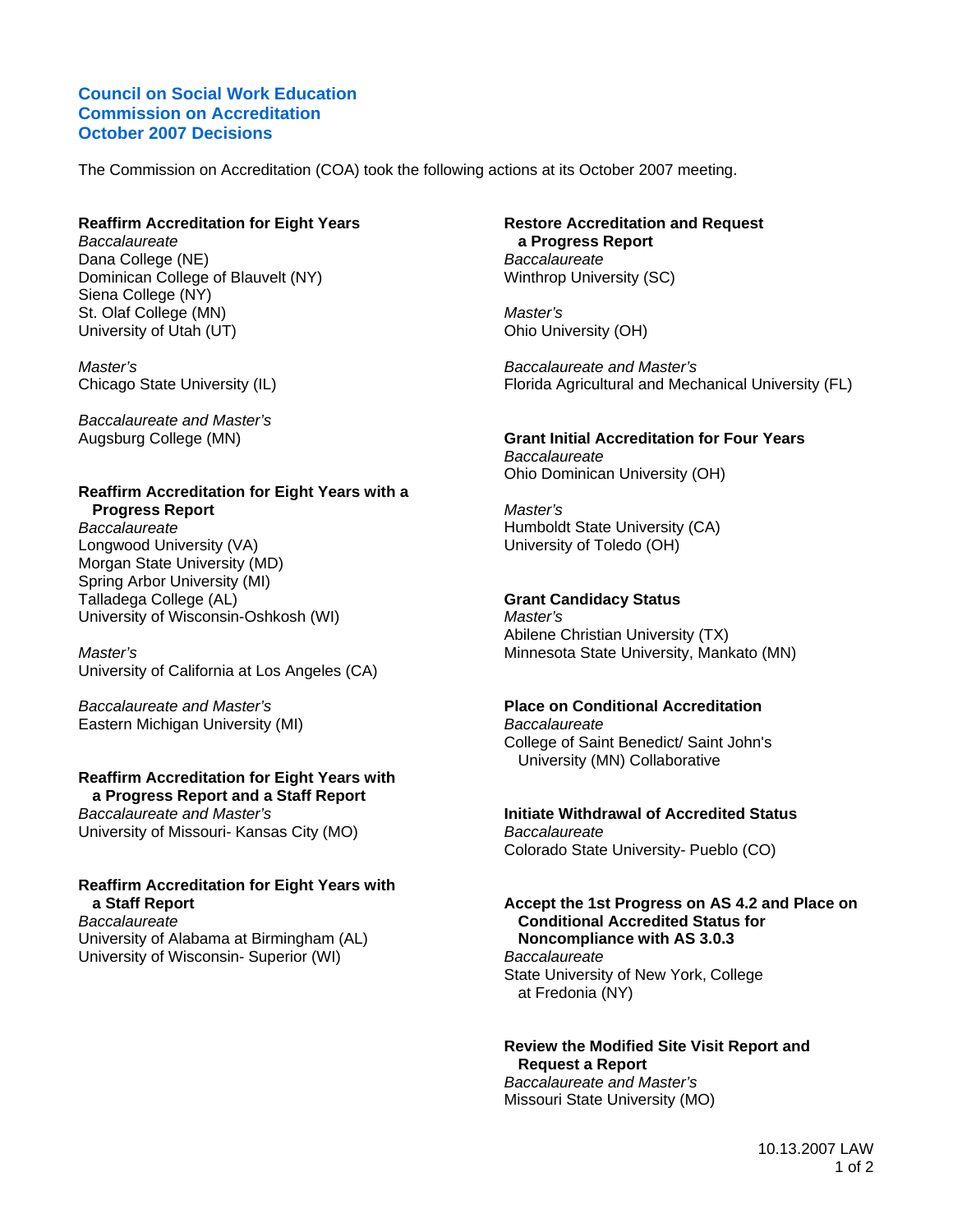# Council on Social Work Education
# Commission on Accreditation
# October 2007 Decisions

The Commission on Accreditation (COA) took the following actions at its October 2007 meeting.

### Reaffirm Accreditation for Eight Years

*Baccalaureate*
Dana College (NE)
Dominican College of Blauvelt (NY)
Siena College (NY)
St. Olaf College (MN)
University of Utah (UT)

*Master's*
Chicago State University (IL)

*Baccalaureate and Master's*
Augsburg College (MN)

### Reaffirm Accreditation for Eight Years with a Progress Report

*Baccalaureate*
Longwood University (VA)
Morgan State University (MD)
Spring Arbor University (MI)
Talladega College (AL)
University of Wisconsin-Oshkosh (WI)

*Master's*
University of California at Los Angeles (CA)

*Baccalaureate and Master's*
Eastern Michigan University (MI)

### Reaffirm Accreditation for Eight Years with a Progress Report and a Staff Report

*Baccalaureate and Master's*
University of Missouri- Kansas City (MO)

### Reaffirm Accreditation for Eight Years with a Staff Report

*Baccalaureate*
University of Alabama at Birmingham (AL)
University of Wisconsin- Superior (WI)

### Restore Accreditation and Request a Progress Report

*Baccalaureate*
Winthrop University (SC)

*Master's*
Ohio University (OH)

*Baccalaureate and Master's*
Florida Agricultural and Mechanical University (FL)

### Grant Initial Accreditation for Four Years

*Baccalaureate*
Ohio Dominican University (OH)

*Master's*
Humboldt State University (CA)
University of Toledo (OH)

### Grant Candidacy Status

*Master's*
Abilene Christian University (TX)
Minnesota State University, Mankato (MN)

### Place on Conditional Accreditation

*Baccalaureate*
College of Saint Benedict/ Saint John's University (MN) Collaborative

### Initiate Withdrawal of Accredited Status

*Baccalaureate*
Colorado State University- Pueblo (CO)

### Accept the 1st Progress on AS 4.2 and Place on Conditional Accredited Status for Noncompliance with AS 3.0.3

*Baccalaureate*
State University of New York, College at Fredonia (NY)

### Review the Modified Site Visit Report and Request a Report

*Baccalaureate and Master's*
Missouri State University (MO)

10.13.2007 LAW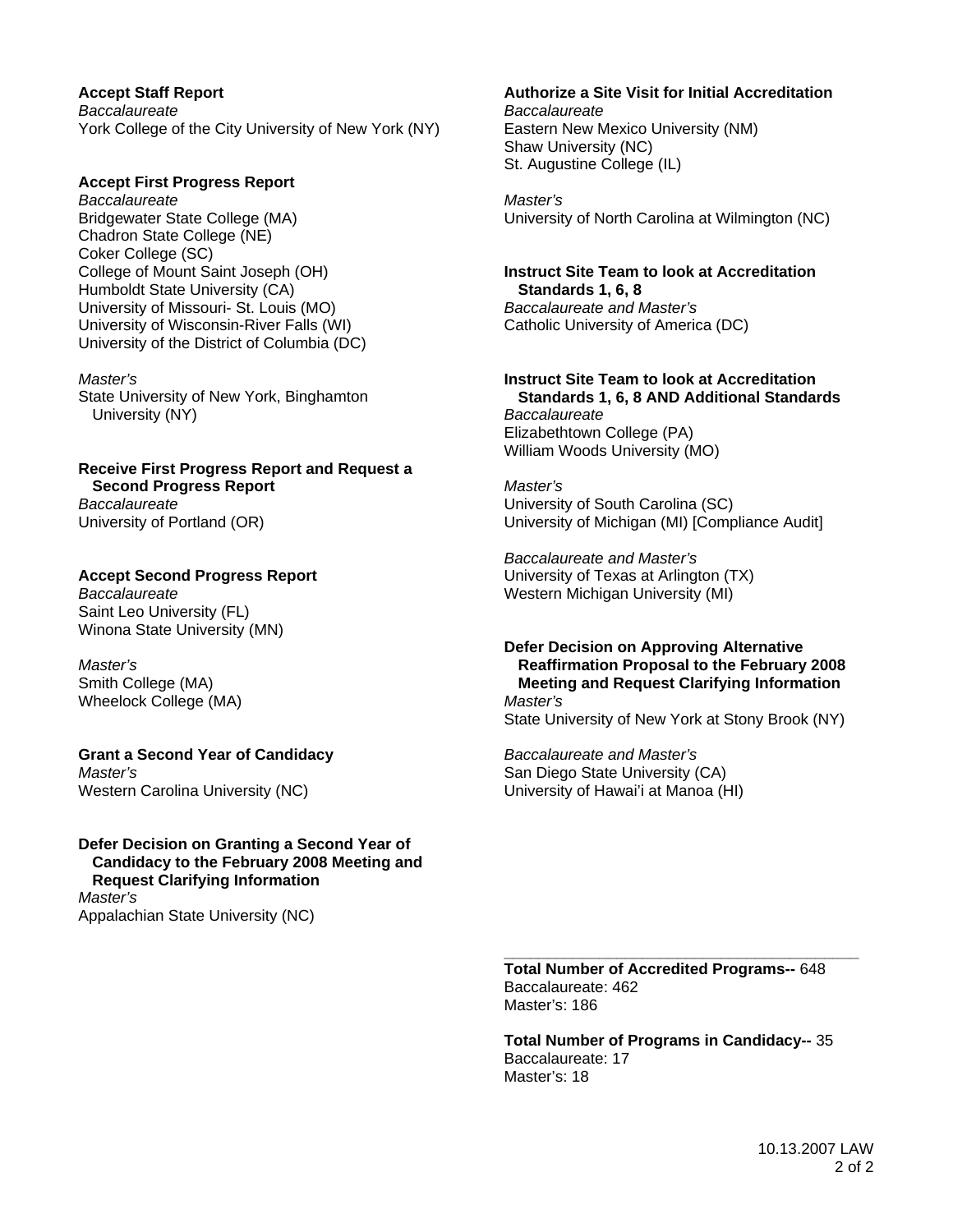**Accept Staff Report**

*Baccalaureate*

York College of the City University of New York (NY)

**Accept First Progress Report**

*Baccalaureate*

Bridgewater State College (MA)
Chadron State College (NE)
Coker College (SC)
College of Mount Saint Joseph (OH)
Humboldt State University (CA)
University of Missouri- St. Louis (MO)
University of Wisconsin-River Falls (WI)
University of the District of Columbia (DC)

*Master's*

State University of New York, Binghamton University (NY)

**Receive First Progress Report and Request a Second Progress Report**

*Baccalaureate*

University of Portland (OR)

**Accept Second Progress Report**

*Baccalaureate*

Saint Leo University (FL)
Winona State University (MN)

*Master's*

Smith College (MA)
Wheelock College (MA)

**Grant a Second Year of Candidacy**

*Master's*

Western Carolina University (NC)

**Defer Decision on Granting a Second Year of Candidacy to the February 2008 Meeting and Request Clarifying Information**

*Master's*

Appalachian State University (NC)

**Authorize a Site Visit for Initial Accreditation**

*Baccalaureate*

Eastern New Mexico University (NM)
Shaw University (NC)
St. Augustine College (IL)

*Master's*

University of North Carolina at Wilmington (NC)

**Instruct Site Team to look at Accreditation Standards 1, 6, 8**

*Baccalaureate and Master's*

Catholic University of America (DC)

**Instruct Site Team to look at Accreditation Standards 1, 6, 8 AND Additional Standards**

*Baccalaureate*

Elizabethtown College (PA)
William Woods University (MO)

*Master's*

University of South Carolina (SC)
University of Michigan (MI) [Compliance Audit]

*Baccalaureate and Master's*

University of Texas at Arlington (TX)
Western Michigan University (MI)

**Defer Decision on Approving Alternative Reaffirmation Proposal to the February 2008 Meeting and Request Clarifying Information**

*Master's*

State University of New York at Stony Brook (NY)

*Baccalaureate and Master's*

San Diego State University (CA)
University of Hawai'i at Manoa (HI)

---

**Total Number of Accredited Programs--** 648
Baccalaureate: 462
Master's: 186

**Total Number of Programs in Candidacy--** 35
Baccalaureate: 17
Master's: 18

10.13.2007 LAW